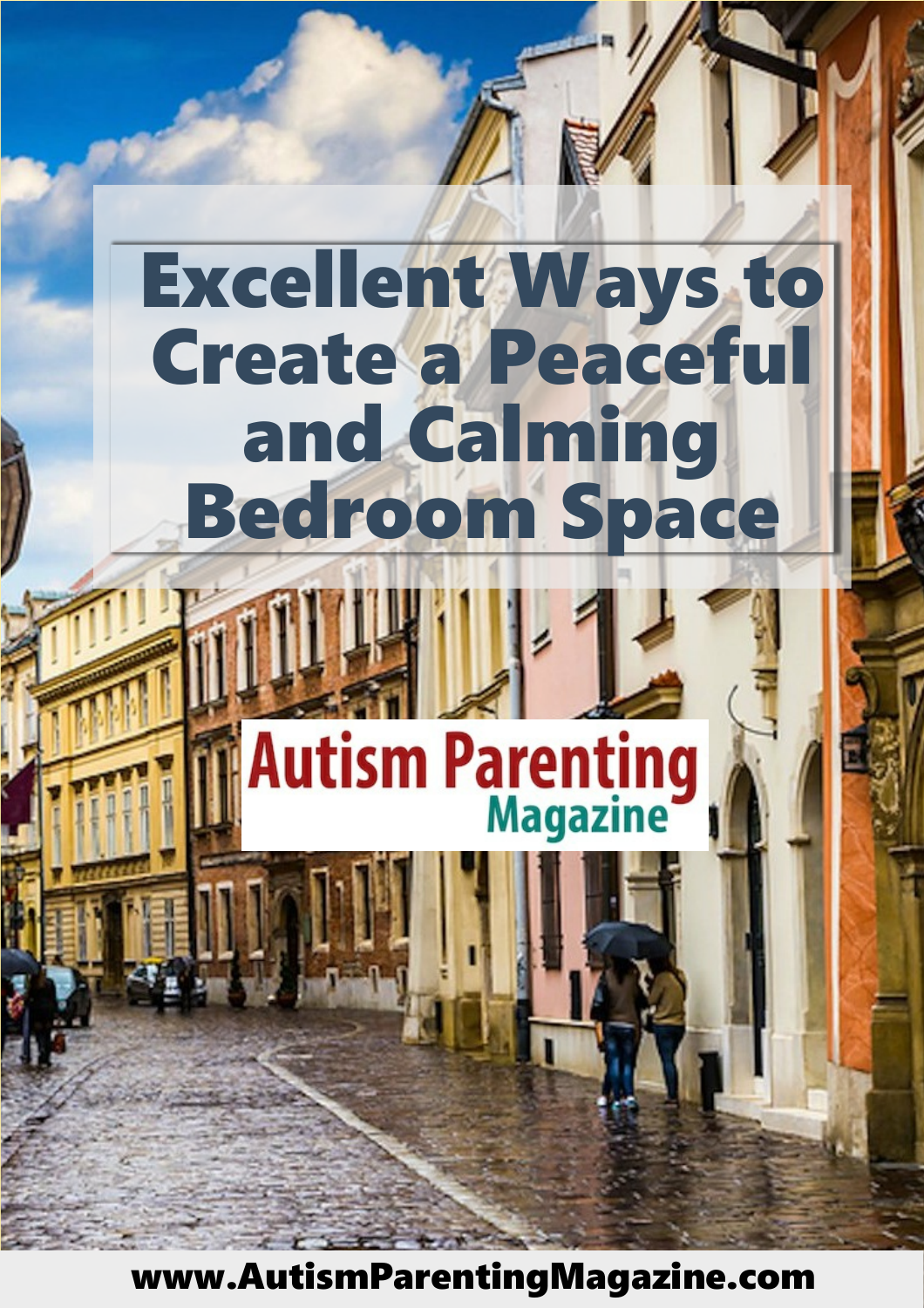# Excellent Ways to Create a Peaceful and Calming Bedroom Space

Autism Parenting Magazine

www.AutismParentingMagazine.com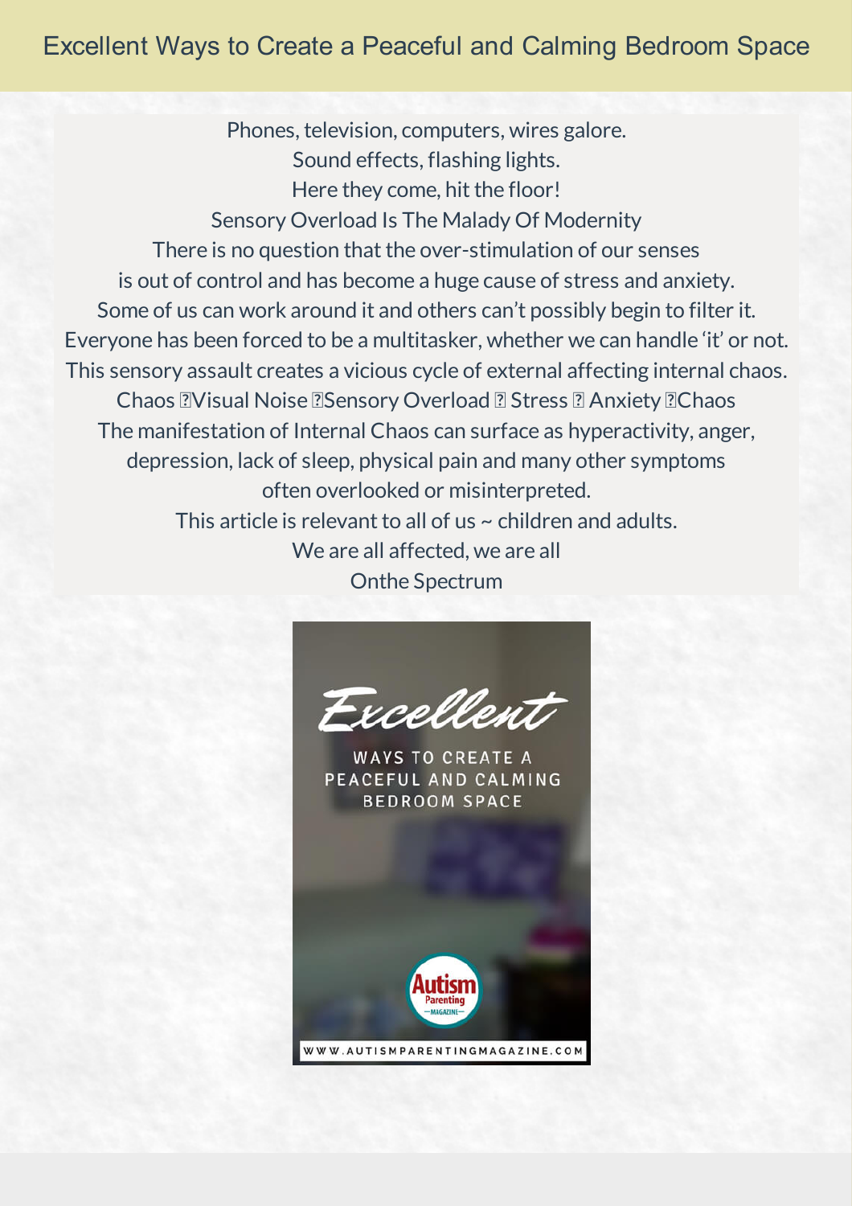# Excellent Ways to Create a Peaceful and Calming Bedroom Space

Phones, television, computers, wires galore.
Sound effects, flashing lights.
Here they come, hit the floor!
Sensory Overload Is The Malady Of Modernity
There is no question that the over-stimulation of our senses
is out of control and has become a huge cause of stress and anxiety.
Some of us can work around it and others can't possibly begin to filter it.
Everyone has been forced to be a multitasker, whether we can handle 'it' or not.
This sensory assault creates a vicious cycle of external affecting internal chaos.
Chaos Visual Noise Sensory Overload Stress Anxiety Chaos
The manifestation of Internal Chaos can surface as hyperactivity, anger,
depression, lack of sleep, physical pain and many other symptoms
often overlooked or misinterpreted.
This article is relevant to all of us ~ children and adults.
We are all affected, we are all
Onthe Spectrum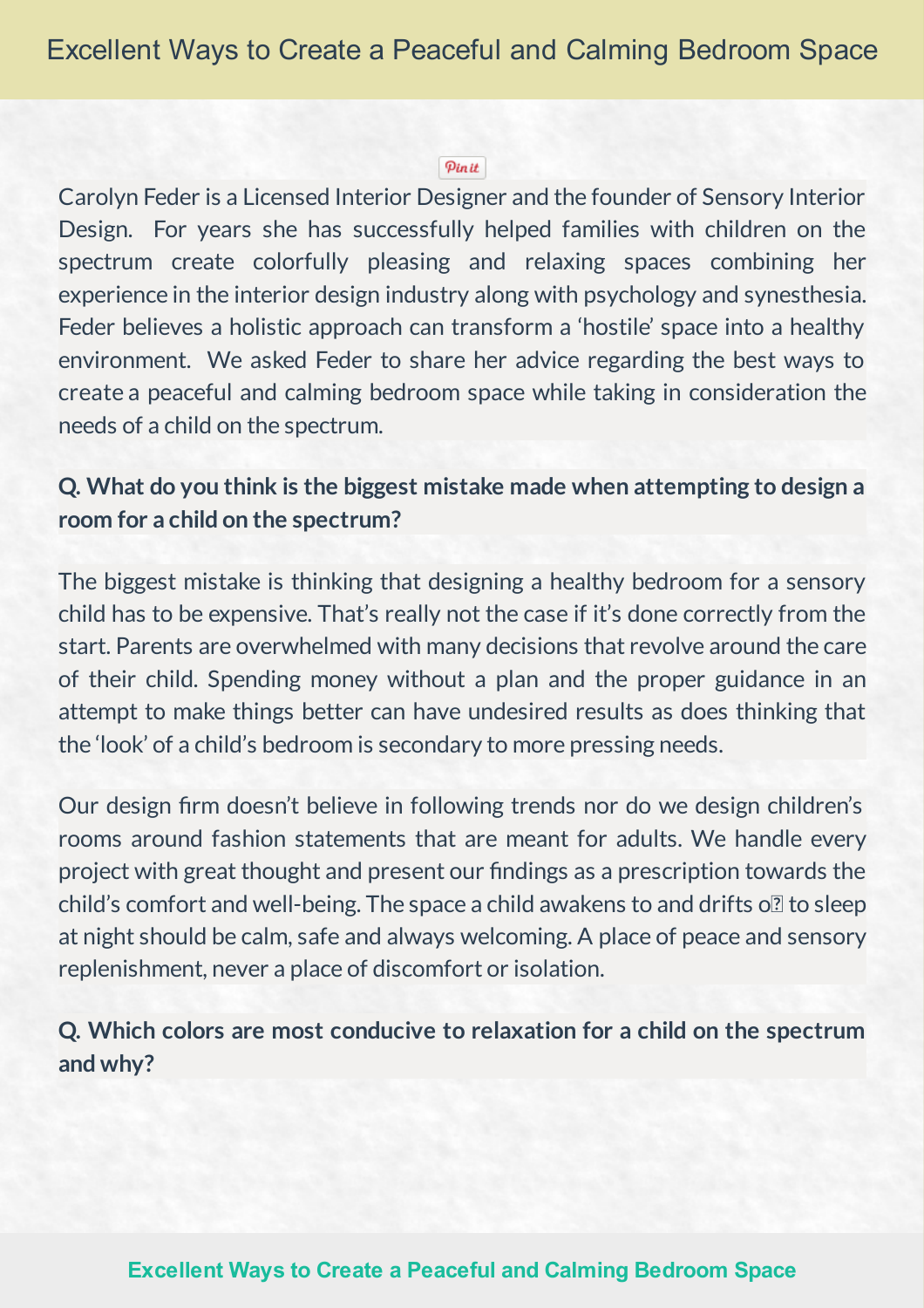Carolyn Feder is a Licensed Interior Designer and the founder of Sensory Interior Design. For years she has successfully helped families with children on the spectrum create colorfully pleasing and relaxing spaces combining her experience in the interior design industry along with psychology and synesthesia. Feder believes a holistic approach can transform a 'hostile' space into a healthy environment. We asked Feder to share her advice regarding the best ways to create a peaceful and calming bedroom space while taking in consideration the needs of a child on the spectrum.

**Q. What do you think is the biggest mistake made when attempting to design a room for a child on the spectrum?**

The biggest mistake is thinking that designing a healthy bedroom for a sensory child has to be expensive. That's really not the case if it's done correctly from the start. Parents are overwhelmed with many decisions that revolve around the care of their child. Spending money without a plan and the proper guidance in an attempt to make things better can have undesired results as does thinking that the 'look' of a child's bedroom is secondary to more pressing needs.

Our design firm doesn't believe in following trends nor do we design children's rooms around fashion statements that are meant for adults. We handle every project with great thought and present our findings as a prescription towards the child's comfort and well-being. The space a child awakens to and drifts off to sleep at night should be calm, safe and always welcoming. A place of peace and sensory replenishment, never a place of discomfort or isolation.

**Q. Which colors are most conducive to relaxation for a child on the spectrum and why?**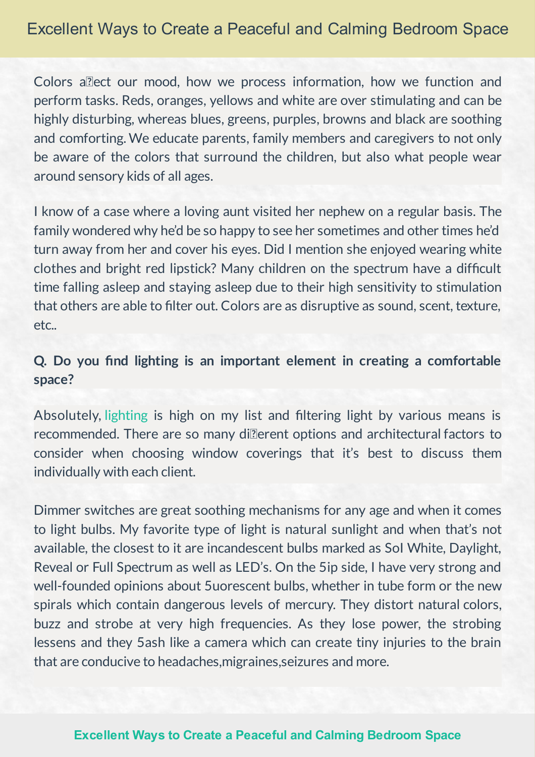Colors affect our mood, how we process information, how we function and perform tasks. Reds, oranges, yellows and white are over stimulating and can be highly disturbing, whereas blues, greens, purples, browns and black are soothing and comforting. We educate parents, family members and caregivers to not only be aware of the colors that surround the children, but also what people wear around sensory kids of all ages.

I know of a case where a loving aunt visited her nephew on a regular basis. The family wondered why he'd be so happy to see her sometimes and other times he'd turn away from her and cover his eyes. Did I mention she enjoyed wearing white clothes and bright red lipstick? Many children on the spectrum have a difficult time falling asleep and staying asleep due to their high sensitivity to stimulation that others are able to filter out. Colors are as disruptive as sound, scent, texture, etc..

**Q. Do you find lighting is an important element in creating a comfortable space?**

Absolutely, lighting is high on my list and filtering light by various means is recommended. There are so many different options and architectural factors to consider when choosing window coverings that it's best to discuss them individually with each client.

Dimmer switches are great soothing mechanisms for any age and when it comes to light bulbs. My favorite type of light is natural sunlight and when that's not available, the closest to it are incandescent bulbs marked as Soft White, Daylight, Reveal or Full Spectrum as well as LED's. On the flip side, I have very strong and well-founded opinions about fluorescent bulbs, whether in tube form or the new spirals which contain dangerous levels of mercury. They distort natural colors, buzz and strobe at very high frequencies. As they lose power, the strobing lessens and they flash like a camera which can create tiny injuries to the brain that are conducive to headaches,migraines,seizures and more.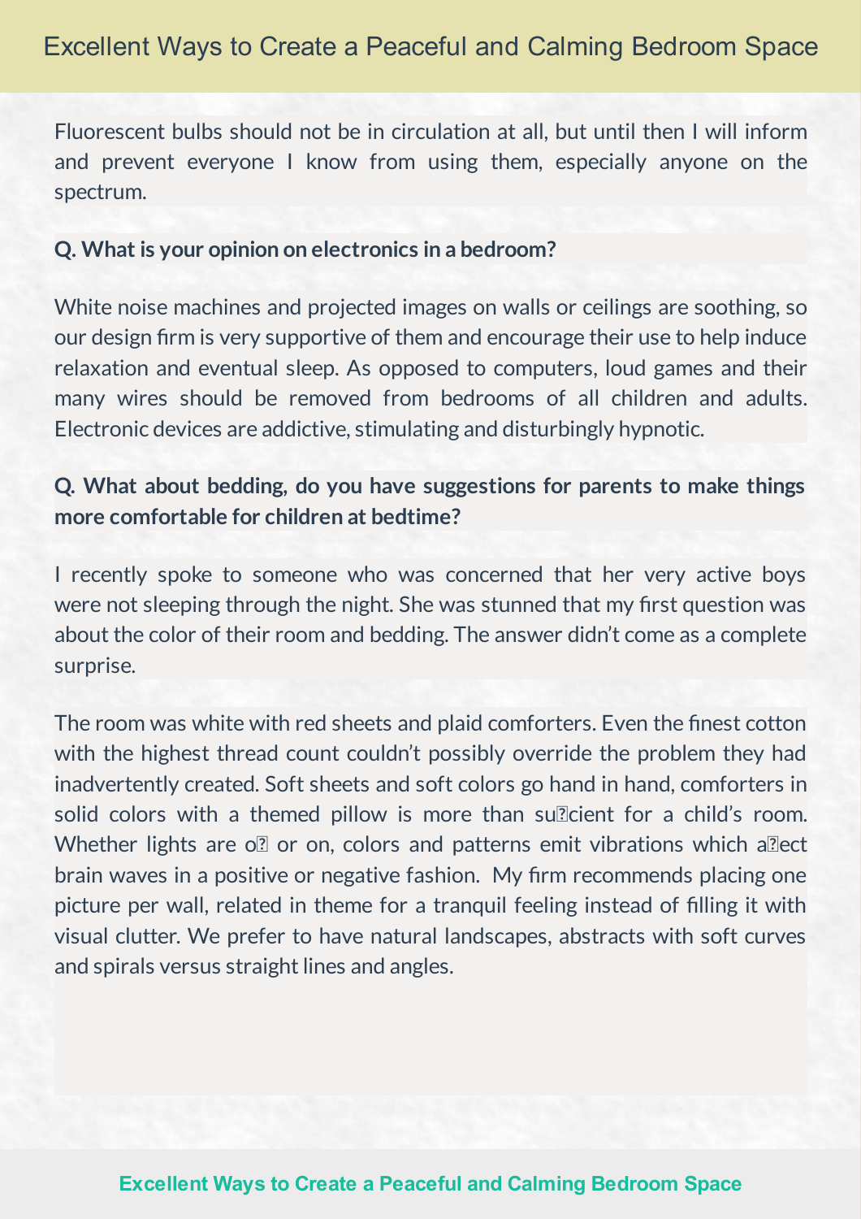Fluorescent bulbs should not be in circulation at all, but until then I will inform and prevent everyone I know from using them, especially anyone on the spectrum.

**Q. What is your opinion on electronics in a bedroom?**

White noise machines and projected images on walls or ceilings are soothing, so our design firm is very supportive of them and encourage their use to help induce relaxation and eventual sleep. As opposed to computers, loud games and their many wires should be removed from bedrooms of all children and adults. Electronic devices are addictive, stimulating and disturbingly hypnotic.

**Q. What about bedding, do you have suggestions for parents to make things more comfortable for children at bedtime?**

I recently spoke to someone who was concerned that her very active boys were not sleeping through the night. She was stunned that my first question was about the color of their room and bedding. The answer didn't come as a complete surprise.

The room was white with red sheets and plaid comforters. Even the finest cotton with the highest thread count couldn't possibly override the problem they had inadvertently created. Soft sheets and soft colors go hand in hand, comforters in solid colors with a themed pillow is more than sufficient for a child's room. Whether lights are off or on, colors and patterns emit vibrations which affect brain waves in a positive or negative fashion. My firm recommends placing one picture per wall, related in theme for a tranquil feeling instead of filling it with visual clutter. We prefer to have natural landscapes, abstracts with soft curves and spirals versus straight lines and angles.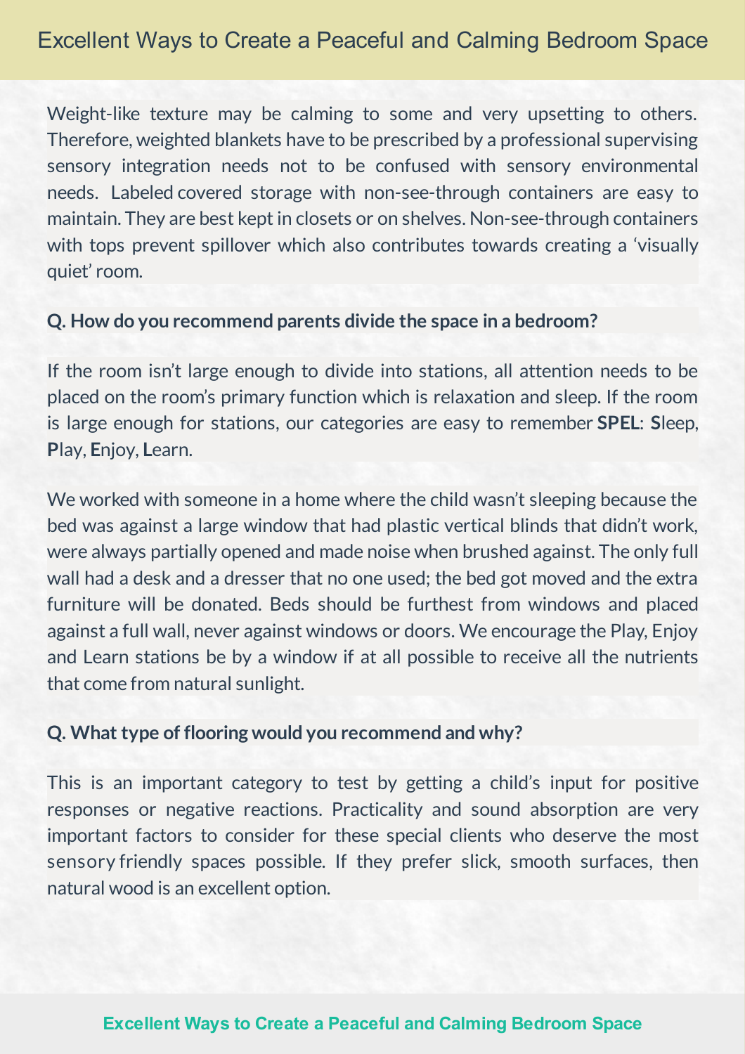Weight-like texture may be calming to some and very upsetting to others. Therefore, weighted blankets have to be prescribed by a professional supervising sensory integration needs not to be confused with sensory environmental needs. Labeled covered storage with non-see-through containers are easy to maintain. They are best kept in closets or on shelves. Non-see-through containers with tops prevent spillover which also contributes towards creating a 'visually quiet' room.

**Q. How do you recommend parents divide the space in a bedroom?**

If the room isn't large enough to divide into stations, all attention needs to be placed on the room's primary function which is relaxation and sleep. If the room is large enough for stations, our categories are easy to remember **SPEL**: **S**leep, **P**lay, **E**njoy, **L**earn.

We worked with someone in a home where the child wasn't sleeping because the bed was against a large window that had plastic vertical blinds that didn't work, were always partially opened and made noise when brushed against. The only full wall had a desk and a dresser that no one used; the bed got moved and the extra furniture will be donated. Beds should be furthest from windows and placed against a full wall, never against windows or doors. We encourage the Play, Enjoy and Learn stations be by a window if at all possible to receive all the nutrients that come from natural sunlight.

**Q. What type of flooring would you recommend and why?**

This is an important category to test by getting a child's input for positive responses or negative reactions. Practicality and sound absorption are very important factors to consider for these special clients who deserve the most sensory friendly spaces possible. If they prefer slick, smooth surfaces, then natural wood is an excellent option.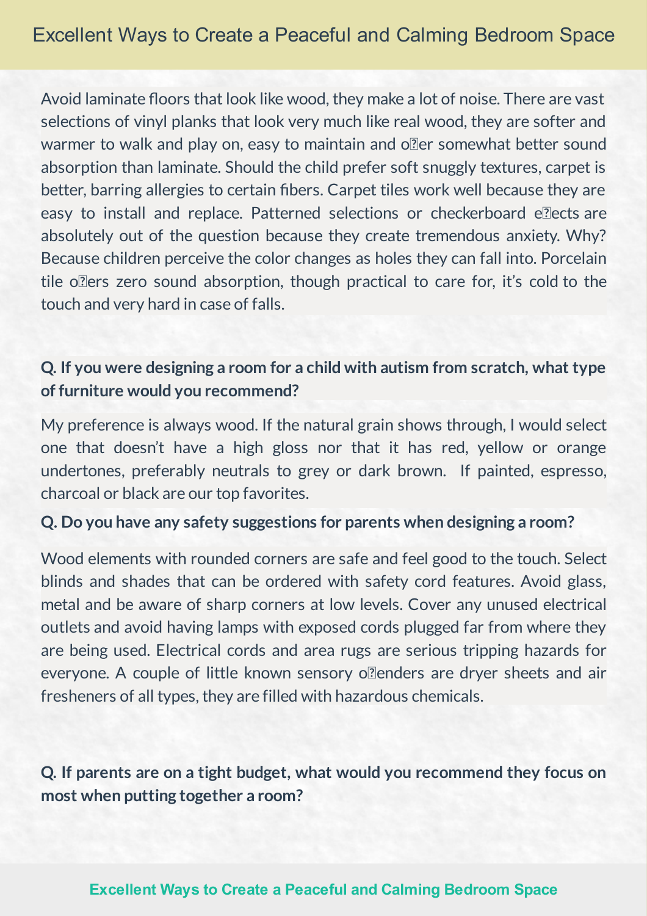Avoid laminate floors that look like wood, they make a lot of noise. There are vast selections of vinyl planks that look very much like real wood, they are softer and warmer to walk and play on, easy to maintain and offer somewhat better sound absorption than laminate. Should the child prefer soft snuggly textures, carpet is better, barring allergies to certain fibers. Carpet tiles work well because they are easy to install and replace. Patterned selections or checkerboard effects are absolutely out of the question because they create tremendous anxiety. Why? Because children perceive the color changes as holes they can fall into. Porcelain tile offers zero sound absorption, though practical to care for, it's cold to the touch and very hard in case of falls.

**Q. If you were designing a room for a child with autism from scratch, what type of furniture would you recommend?**

My preference is always wood. If the natural grain shows through, I would select one that doesn't have a high gloss nor that it has red, yellow or orange undertones, preferably neutrals to grey or dark brown. If painted, espresso, charcoal or black are our top favorites.

**Q. Do you have any safety suggestions for parents when designing a room?**

Wood elements with rounded corners are safe and feel good to the touch. Select blinds and shades that can be ordered with safety cord features. Avoid glass, metal and be aware of sharp corners at low levels. Cover any unused electrical outlets and avoid having lamps with exposed cords plugged far from where they are being used. Electrical cords and area rugs are serious tripping hazards for everyone. A couple of little known sensory offenders are dryer sheets and air fresheners of all types, they are filled with hazardous chemicals.

**Q. If parents are on a tight budget, what would you recommend they focus on most when putting together a room?**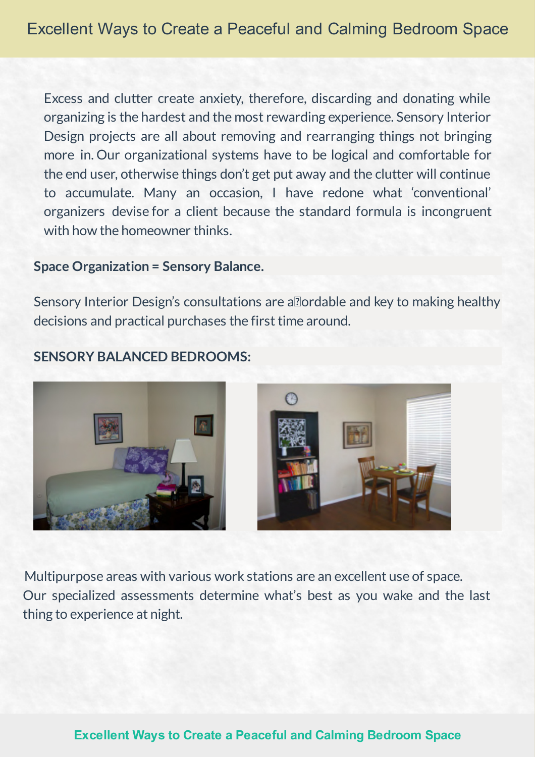Excess and clutter create anxiety, therefore, discarding and donating while organizing is the hardest and the most rewarding experience. Sensory Interior Design projects are all about removing and rearranging things not bringing more in. Our organizational systems have to be logical and comfortable for the end user, otherwise things don't get put away and the clutter will continue to accumulate. Many an occasion, I have redone what 'conventional' organizers devise for a client because the standard formula is incongruent with how the homeowner thinks.

**Space Organization = Sensory Balance.**

Sensory Interior Design's consultations are affordable and key to making healthy decisions and practical purchases the first time around.

**SENSORY BALANCED BEDROOMS:**

Multipurpose areas with various work stations are an excellent use of space. Our specialized assessments determine what's best as you wake and the last thing to experience at night.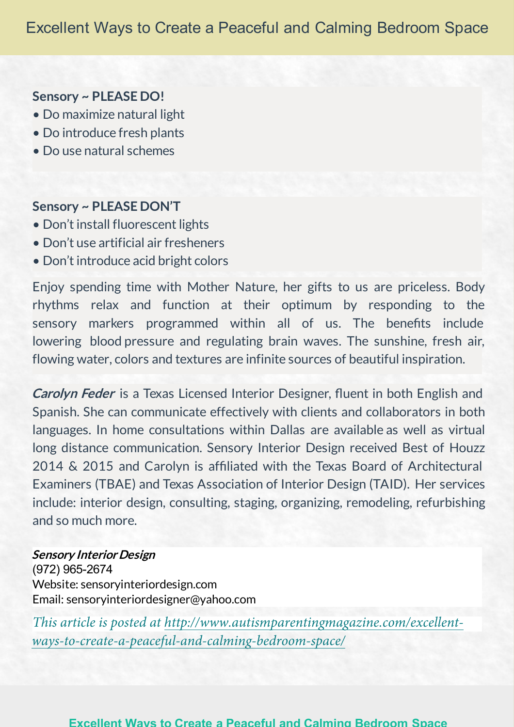**Sensory ~ PLEASE DO!**

- Do maximize natural light
- Do introduce fresh plants
- Do use natural schemes

**Sensory ~ PLEASE DON'T**

- Don't install fluorescent lights
- Don't use artificial air fresheners
- Don't introduce acid bright colors

Enjoy spending time with Mother Nature, her gifts to us are priceless. Body rhythms relax and function at their optimum by responding to the sensory markers programmed within all of us. The benefits include lowering blood pressure and regulating brain waves. The sunshine, fresh air, flowing water, colors and textures are infinite sources of beautiful inspiration.

***Carolyn Feder*** is a Texas Licensed Interior Designer, fluent in both English and Spanish. She can communicate effectively with clients and collaborators in both languages. In home consultations within Dallas are available as well as virtual long distance communication. Sensory Interior Design received Best of Houzz 2014 & 2015 and Carolyn is affiliated with the Texas Board of Architectural Examiners (TBAE) and Texas Association of Interior Design (TAID). Her services include: interior design, consulting, staging, organizing, remodeling, refurbishing and so much more.

***Sensory Interior Design***
(972) 965-2674
Website: sensoryinteriordesign.com
Email: sensoryinteriordesigner@yahoo.com

*This article is posted at http://www.autismparentingmagazine.com/excellent-ways-to-create-a-peaceful-and-calming-bedroom-space/*